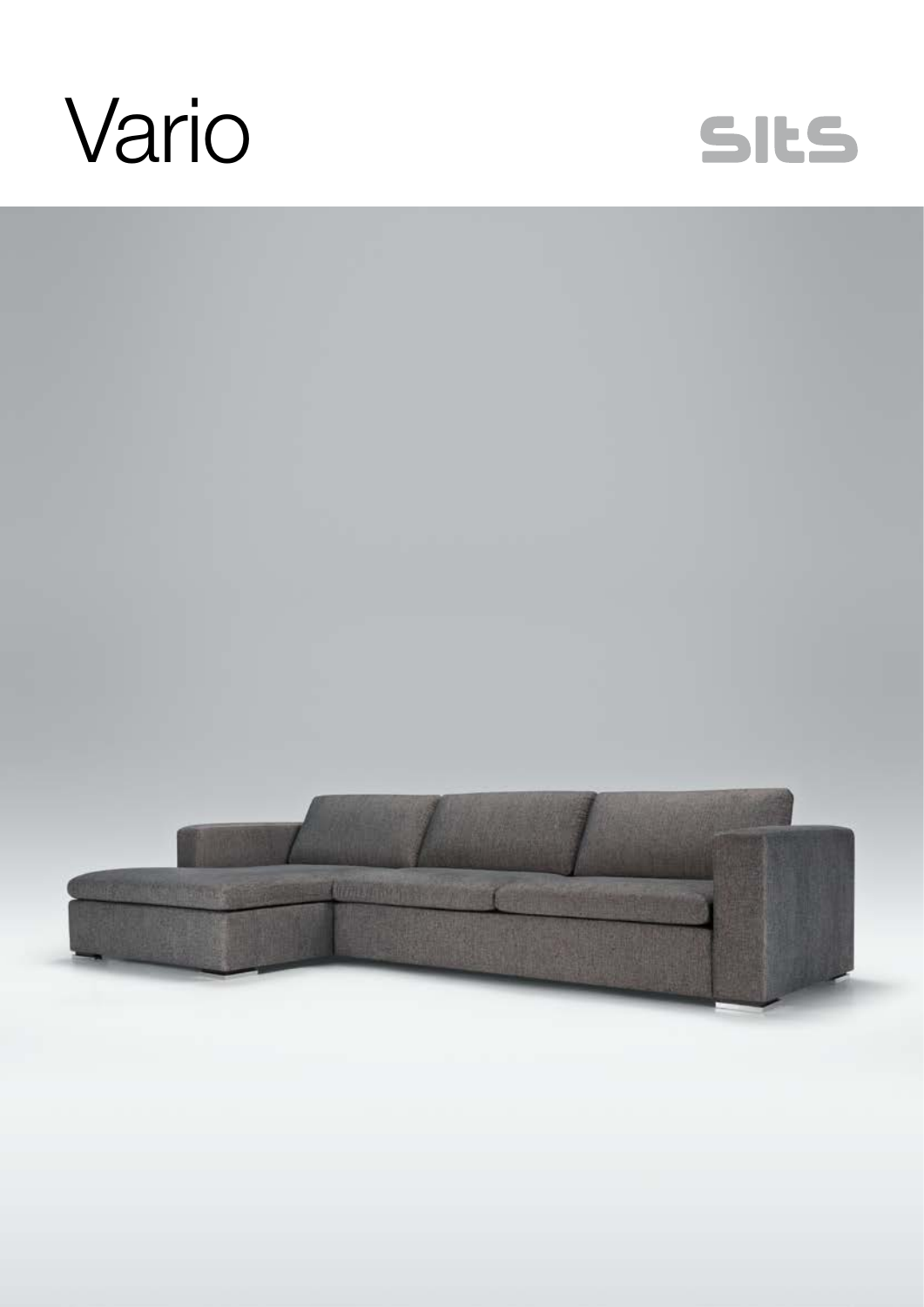# Vario

sits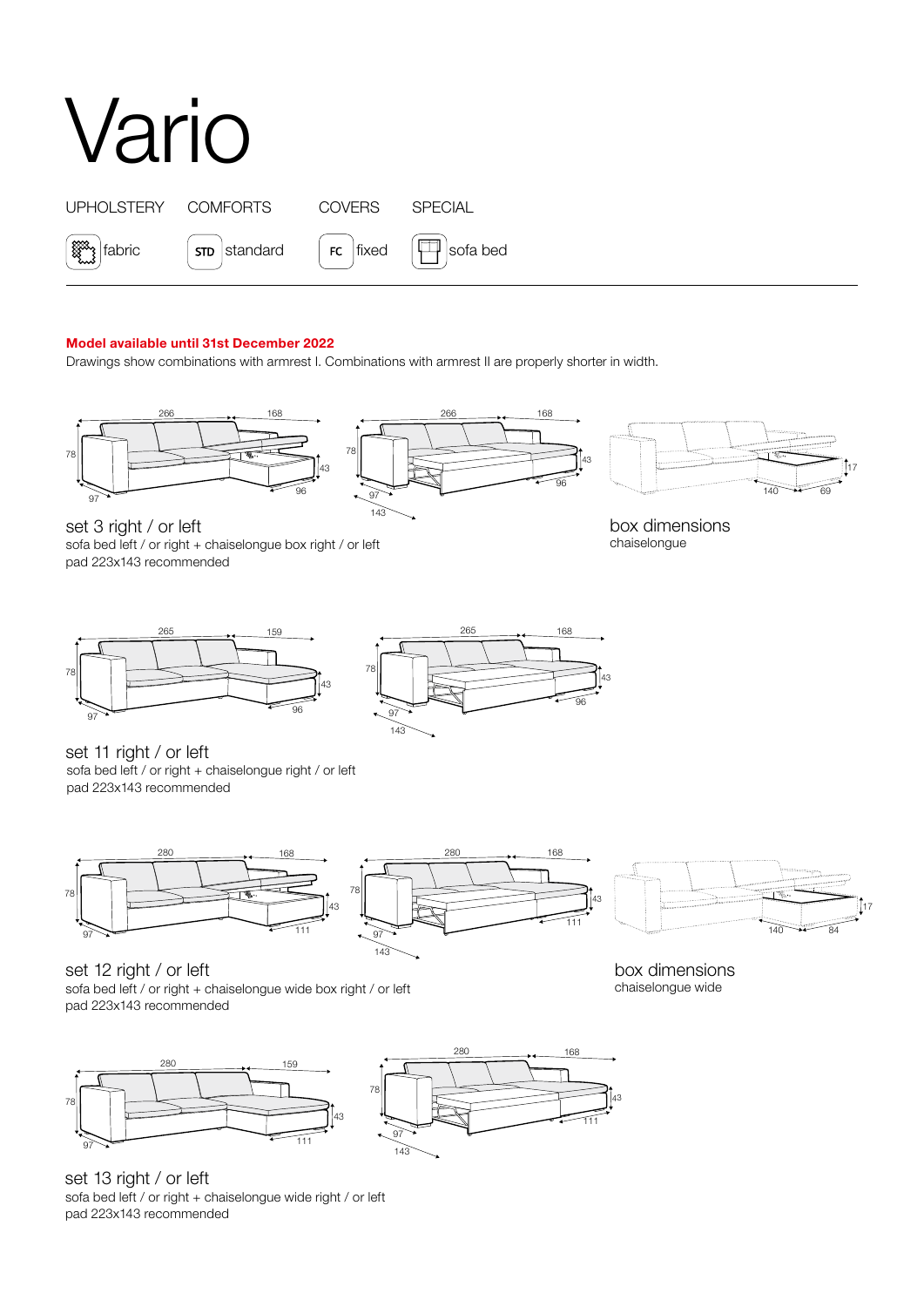# Vario

| UPHOLSTERY | COMFORTS | COVERS | SPECIAL |
|---|---|---|---|
| fabric | STD standard | FC fixed | sofa bed |

**Model available until 31st December 2022**

Drawings show combinations with armrest I. Combinations with armrest II are properly shorter in width.

266 168 78 43 97 96

266 168 78 43 97 143 96

17 140 69

set 3 right / or left

sofa bed left / or right + chaiselongue box right / or left

pad 223x143 recommended

box dimensions

chaiselongue

265 159 78 43 97 96

265 168 78 43 97 143 96

set 11 right / or left

sofa bed left / or right + chaiselongue right / or left

pad 223x143 recommended

280 168 78 43 97 111

280 168 78 43 97 143 111

17 140 84

set 12 right / or left

sofa bed left / or right + chaiselongue wide box right / or left

pad 223x143 recommended

box dimensions

chaiselongue wide

280 159 78 43 97 111

280 168 78 43 97 143 111

set 13 right / or left

sofa bed left / or right + chaiselongue wide right / or left

pad 223x143 recommended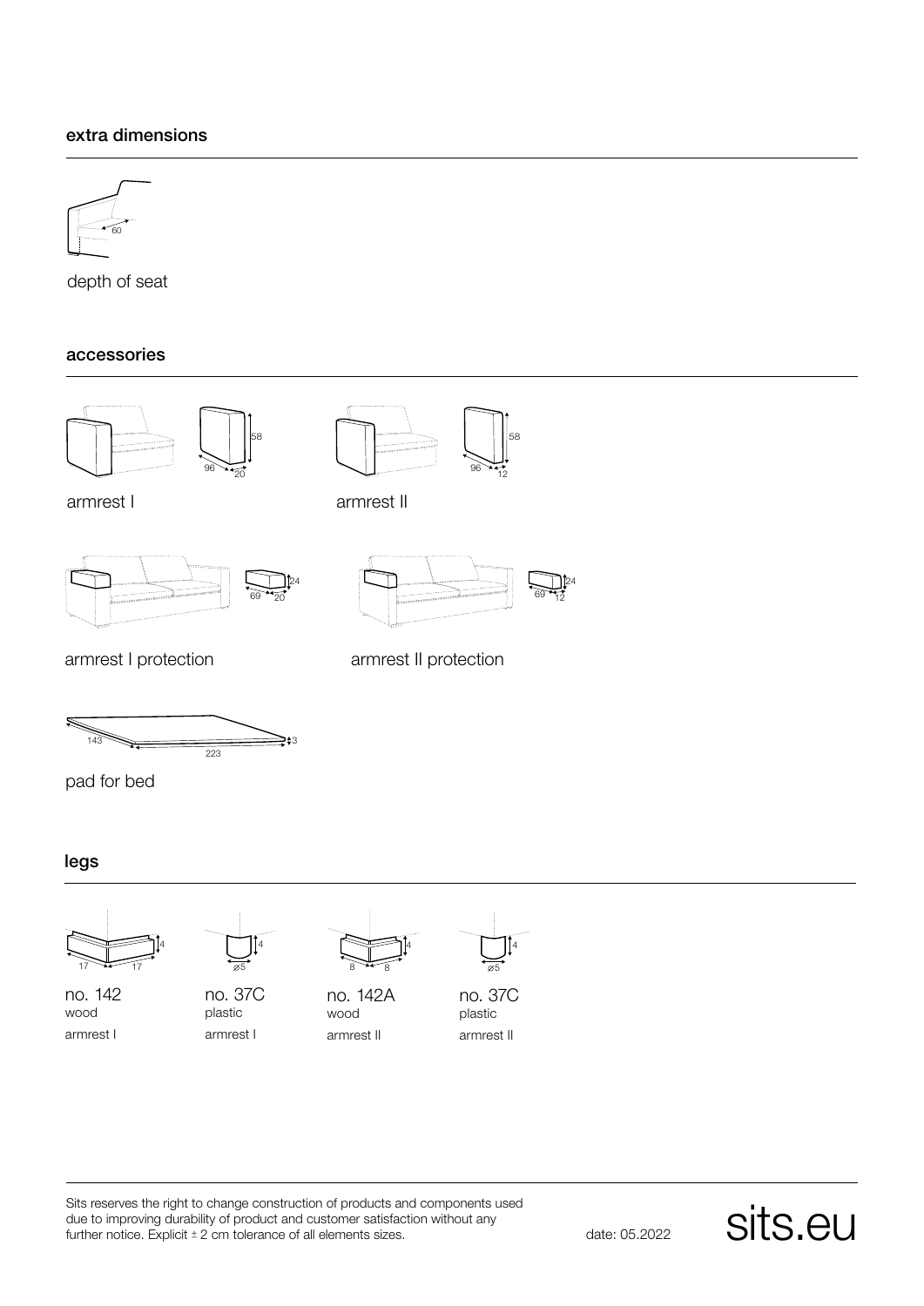## extra dimensions

60

depth of seat

## accessories

58
96
20

armrest I

58
96
12

armrest II

24
69
20

armrest I protection

24
69
12

armrest II protection

143
223
3

pad for bed

## legs

17 17 4

no. 142
wood
armrest I

4
⌀5

no. 37C
plastic
armrest I

8 8 4

no. 142A
wood
armrest II

4
⌀5

no. 37C
plastic
armrest II

Sits reserves the right to change construction of products and components used due to improving durability of product and customer satisfaction without any further notice. Explicit ± 2 cm tolerance of all elements sizes.

date: 05.2022

sits.eu